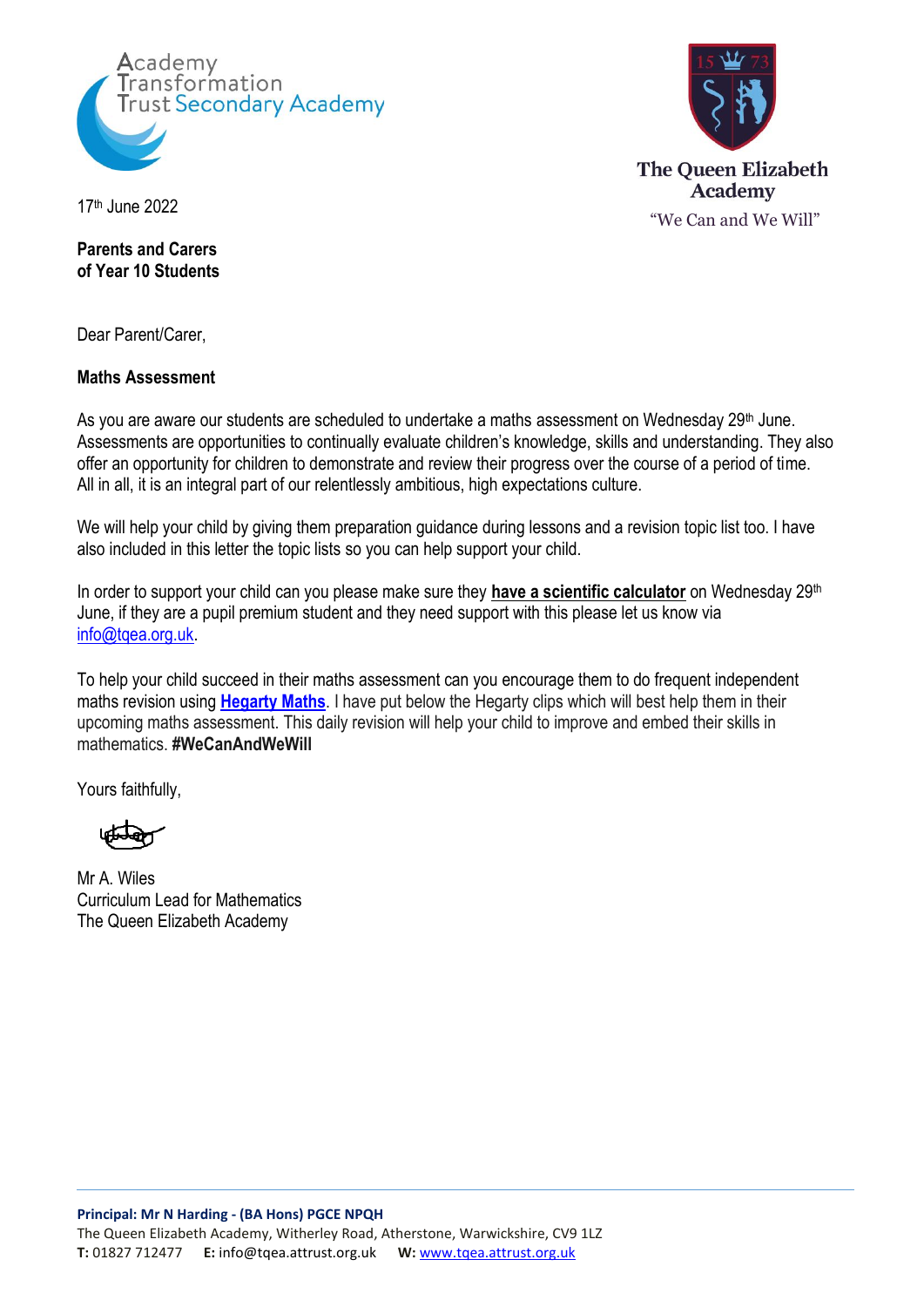Academy Transformation Trust Secondary Academy

The Queen Elizabeth Academy

"We Can and We Will"

17th June 2022

**Parents and Carers**
**of Year 10 Students**

Dear Parent/Carer,

**Maths Assessment**

As you are aware our students are scheduled to undertake a maths assessment on Wednesday 29th June. Assessments are opportunities to continually evaluate children's knowledge, skills and understanding. They also offer an opportunity for children to demonstrate and review their progress over the course of a period of time. All in all, it is an integral part of our relentlessly ambitious, high expectations culture.

We will help your child by giving them preparation guidance during lessons and a revision topic list too. I have also included in this letter the topic lists so you can help support your child.

In order to support your child can you please make sure they **have a scientific calculator** on Wednesday 29th June, if they are a pupil premium student and they need support with this please let us know via info@tqea.org.uk.

To help your child succeed in their maths assessment can you encourage them to do frequent independent maths revision using **Hegarty Maths**. I have put below the Hegarty clips which will best help them in their upcoming maths assessment. This daily revision will help your child to improve and embed their skills in mathematics. **#WeCanAndWeWill**

Yours faithfully,

Mr A. Wiles
Curriculum Lead for Mathematics
The Queen Elizabeth Academy

**Principal: Mr N Harding - (BA Hons) PGCE NPQH**
The Queen Elizabeth Academy, Witherley Road, Atherstone, Warwickshire, CV9 1LZ
**T:** 01827 712477 **E:** info@tqea.attrust.org.uk **W:** www.tqea.attrust.org.uk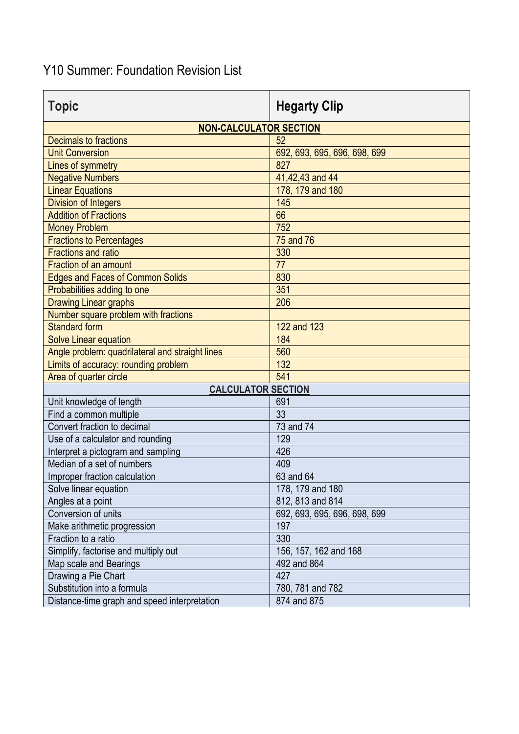Y10 Summer: Foundation Revision List

| Topic | Hegarty Clip |
|---|---|
| **NON-CALCULATOR SECTION** | |
| Decimals to fractions | 52 |
| Unit Conversion | 692, 693, 695, 696, 698, 699 |
| Lines of symmetry | 827 |
| Negative Numbers | 41,42,43 and 44 |
| Linear Equations | 178, 179 and 180 |
| Division of Integers | 145 |
| Addition of Fractions | 66 |
| Money Problem | 752 |
| Fractions to Percentages | 75 and 76 |
| Fractions and ratio | 330 |
| Fraction of an amount | 77 |
| Edges and Faces of Common Solids | 830 |
| Probabilities adding to one | 351 |
| Drawing Linear graphs | 206 |
| Number square problem with fractions | |
| Standard form | 122 and 123 |
| Solve Linear equation | 184 |
| Angle problem: quadrilateral and straight lines | 560 |
| Limits of accuracy: rounding problem | 132 |
| Area of quarter circle | 541 |
| **CALCULATOR SECTION** | |
| Unit knowledge of length | 691 |
| Find a common multiple | 33 |
| Convert fraction to decimal | 73 and 74 |
| Use of a calculator and rounding | 129 |
| Interpret a pictogram and sampling | 426 |
| Median of a set of numbers | 409 |
| Improper fraction calculation | 63 and 64 |
| Solve linear equation | 178, 179 and 180 |
| Angles at a point | 812, 813 and 814 |
| Conversion of units | 692, 693, 695, 696, 698, 699 |
| Make arithmetic progression | 197 |
| Fraction to a ratio | 330 |
| Simplify, factorise and multiply out | 156, 157, 162 and 168 |
| Map scale and Bearings | 492 and 864 |
| Drawing a Pie Chart | 427 |
| Substitution into a formula | 780, 781 and 782 |
| Distance-time graph and speed interpretation | 874 and 875 |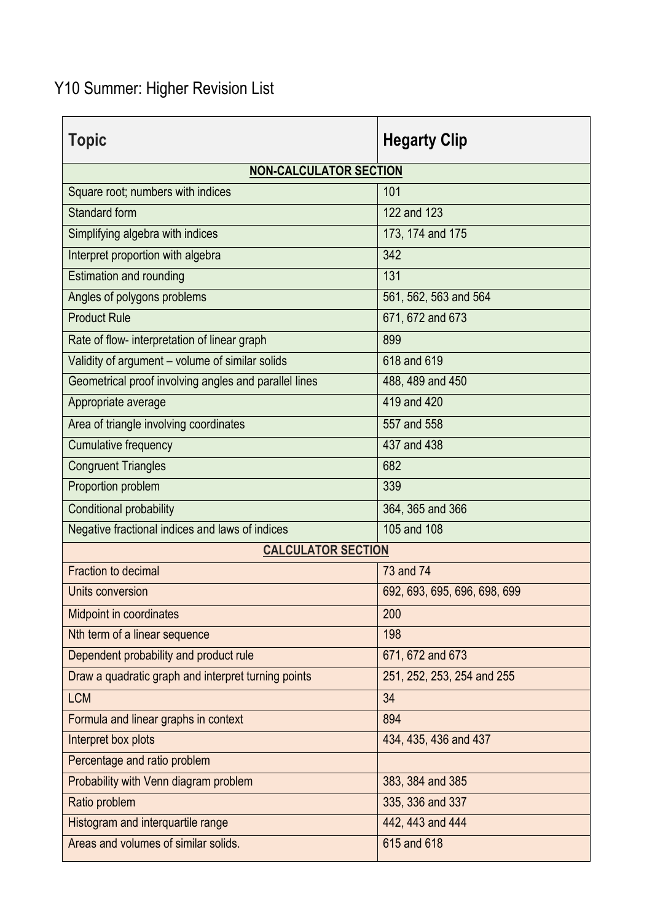Y10 Summer: Higher Revision List

| Topic | Hegarty Clip |
|---|---|
| **NON-CALCULATOR SECTION** | |
| Square root; numbers with indices | 101 |
| Standard form | 122 and 123 |
| Simplifying algebra with indices | 173, 174 and 175 |
| Interpret proportion with algebra | 342 |
| Estimation and rounding | 131 |
| Angles of polygons problems | 561, 562, 563 and 564 |
| Product Rule | 671, 672 and 673 |
| Rate of flow- interpretation of linear graph | 899 |
| Validity of argument – volume of similar solids | 618 and 619 |
| Geometrical proof involving angles and parallel lines | 488, 489 and 450 |
| Appropriate average | 419 and 420 |
| Area of triangle involving coordinates | 557 and 558 |
| Cumulative frequency | 437 and 438 |
| Congruent Triangles | 682 |
| Proportion problem | 339 |
| Conditional probability | 364, 365 and 366 |
| Negative fractional indices and laws of indices | 105 and 108 |
| **CALCULATOR SECTION** | |
| Fraction to decimal | 73 and 74 |
| Units conversion | 692, 693, 695, 696, 698, 699 |
| Midpoint in coordinates | 200 |
| Nth term of a linear sequence | 198 |
| Dependent probability and product rule | 671, 672 and 673 |
| Draw a quadratic graph and interpret turning points | 251, 252, 253, 254 and 255 |
| LCM | 34 |
| Formula and linear graphs in context | 894 |
| Interpret box plots | 434, 435, 436 and 437 |
| Percentage and ratio problem | |
| Probability with Venn diagram problem | 383, 384 and 385 |
| Ratio problem | 335, 336 and 337 |
| Histogram and interquartile range | 442, 443 and 444 |
| Areas and volumes of similar solids. | 615 and 618 |